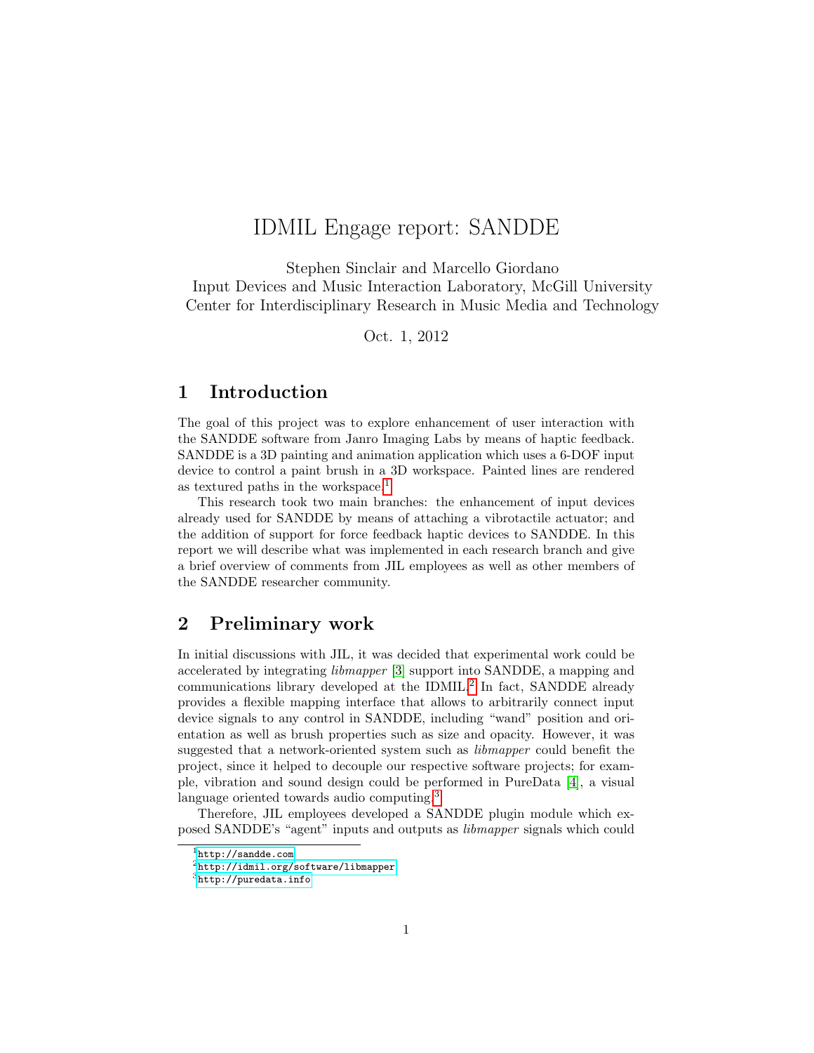# IDMIL Engage report: SANDDE

Stephen Sinclair and Marcello Giordano
Input Devices and Music Interaction Laboratory, McGill University
Center for Interdisciplinary Research in Music Media and Technology

Oct. 1, 2012

## 1 Introduction

The goal of this project was to explore enhancement of user interaction with the SANDDE software from Janro Imaging Labs by means of haptic feedback. SANDDE is a 3D painting and animation application which uses a 6-DOF input device to control a paint brush in a 3D workspace. Painted lines are rendered as textured paths in the workspace.[1]

This research took two main branches: the enhancement of input devices already used for SANDDE by means of attaching a vibrotactile actuator; and the addition of support for force feedback haptic devices to SANDDE. In this report we will describe what was implemented in each research branch and give a brief overview of comments from JIL employees as well as other members of the SANDDE researcher community.

## 2 Preliminary work

In initial discussions with JIL, it was decided that experimental work could be accelerated by integrating *libmapper* [3] support into SANDDE, a mapping and communications library developed at the IDMIL.[2] In fact, SANDDE already provides a flexible mapping interface that allows to arbitrarily connect input device signals to any control in SANDDE, including "wand" position and orientation as well as brush properties such as size and opacity. However, it was suggested that a network-oriented system such as *libmapper* could benefit the project, since it helped to decouple our respective software projects; for example, vibration and sound design could be performed in PureData [4], a visual language oriented towards audio computing.[3]

Therefore, JIL employees developed a SANDDE plugin module which exposed SANDDE's "agent" inputs and outputs as *libmapper* signals which could

[1] http://sandde.com
[2] http://idmil.org/software/libmapper
[3] http://puredata.info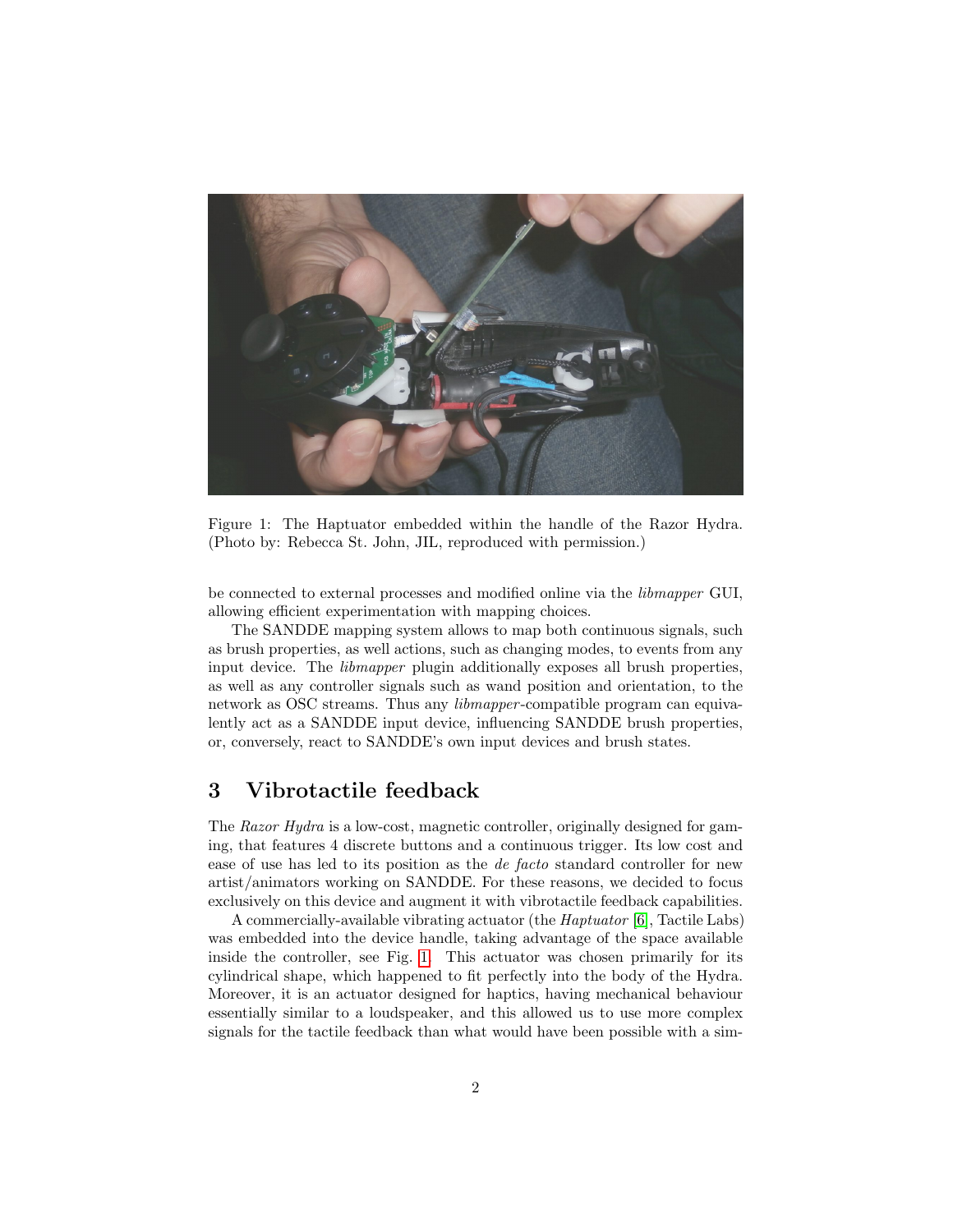Figure 1: The Haptuator embedded within the handle of the Razor Hydra. (Photo by: Rebecca St. John, JIL, reproduced with permission.)

be connected to external processes and modified online via the *libmapper* GUI, allowing efficient experimentation with mapping choices.

The SANDDE mapping system allows to map both continuous signals, such as brush properties, as well actions, such as changing modes, to events from any input device. The *libmapper* plugin additionally exposes all brush properties, as well as any controller signals such as wand position and orientation, to the network as OSC streams. Thus any *libmapper*-compatible program can equivalently act as a SANDDE input device, influencing SANDDE brush properties, or, conversely, react to SANDDE's own input devices and brush states.

## 3 Vibrotactile feedback

The *Razor Hydra* is a low-cost, magnetic controller, originally designed for gaming, that features 4 discrete buttons and a continuous trigger. Its low cost and ease of use has led to its position as the *de facto* standard controller for new artist/animators working on SANDDE. For these reasons, we decided to focus exclusively on this device and augment it with vibrotactile feedback capabilities.

A commercially-available vibrating actuator (the *Haptuator* [6], Tactile Labs) was embedded into the device handle, taking advantage of the space available inside the controller, see Fig. 1. This actuator was chosen primarily for its cylindrical shape, which happened to fit perfectly into the body of the Hydra. Moreover, it is an actuator designed for haptics, having mechanical behaviour essentially similar to a loudspeaker, and this allowed us to use more complex signals for the tactile feedback than what would have been possible with a sim-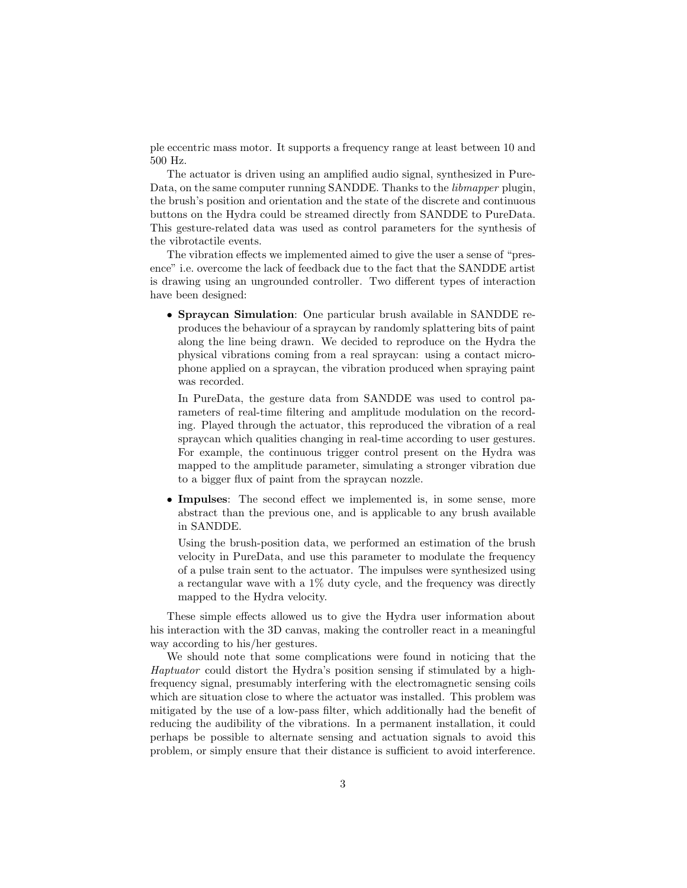ple eccentric mass motor. It supports a frequency range at least between 10 and 500 Hz.

The actuator is driven using an amplified audio signal, synthesized in PureData, on the same computer running SANDDE. Thanks to the *libmapper* plugin, the brush's position and orientation and the state of the discrete and continuous buttons on the Hydra could be streamed directly from SANDDE to PureData. This gesture-related data was used as control parameters for the synthesis of the vibrotactile events.

The vibration effects we implemented aimed to give the user a sense of "presence" i.e. overcome the lack of feedback due to the fact that the SANDDE artist is drawing using an ungrounded controller. Two different types of interaction have been designed:

- **Spraycan Simulation**: One particular brush available in SANDDE reproduces the behaviour of a spraycan by randomly splattering bits of paint along the line being drawn. We decided to reproduce on the Hydra the physical vibrations coming from a real spraycan: using a contact microphone applied on a spraycan, the vibration produced when spraying paint was recorded.

  In PureData, the gesture data from SANDDE was used to control parameters of real-time filtering and amplitude modulation on the recording. Played through the actuator, this reproduced the vibration of a real spraycan which qualities changing in real-time according to user gestures. For example, the continuous trigger control present on the Hydra was mapped to the amplitude parameter, simulating a stronger vibration due to a bigger flux of paint from the spraycan nozzle.

- **Impulses**: The second effect we implemented is, in some sense, more abstract than the previous one, and is applicable to any brush available in SANDDE.

  Using the brush-position data, we performed an estimation of the brush velocity in PureData, and use this parameter to modulate the frequency of a pulse train sent to the actuator. The impulses were synthesized using a rectangular wave with a 1% duty cycle, and the frequency was directly mapped to the Hydra velocity.

These simple effects allowed us to give the Hydra user information about his interaction with the 3D canvas, making the controller react in a meaningful way according to his/her gestures.

We should note that some complications were found in noticing that the *Haptuator* could distort the Hydra's position sensing if stimulated by a high-frequency signal, presumably interfering with the electromagnetic sensing coils which are situation close to where the actuator was installed. This problem was mitigated by the use of a low-pass filter, which additionally had the benefit of reducing the audibility of the vibrations. In a permanent installation, it could perhaps be possible to alternate sensing and actuation signals to avoid this problem, or simply ensure that their distance is sufficient to avoid interference.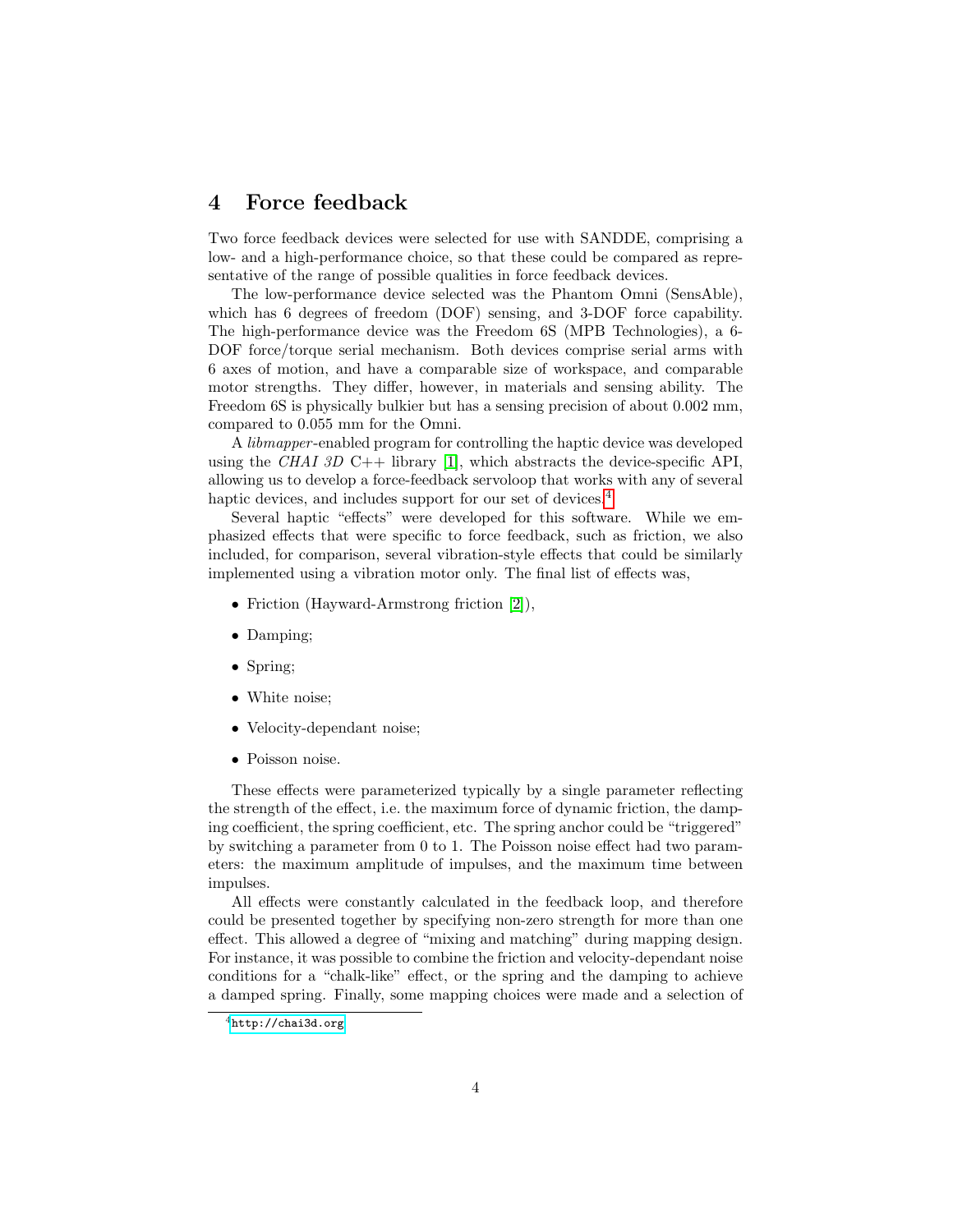# 4 Force feedback

Two force feedback devices were selected for use with SANDDE, comprising a low- and a high-performance choice, so that these could be compared as representative of the range of possible qualities in force feedback devices.

The low-performance device selected was the Phantom Omni (SensAble), which has 6 degrees of freedom (DOF) sensing, and 3-DOF force capability. The high-performance device was the Freedom 6S (MPB Technologies), a 6-DOF force/torque serial mechanism. Both devices comprise serial arms with 6 axes of motion, and have a comparable size of workspace, and comparable motor strengths. They differ, however, in materials and sensing ability. The Freedom 6S is physically bulkier but has a sensing precision of about 0.002 mm, compared to 0.055 mm for the Omni.

A *libmapper*-enabled program for controlling the haptic device was developed using the *CHAI 3D* C++ library [1], which abstracts the device-specific API, allowing us to develop a force-feedback servoloop that works with any of several haptic devices, and includes support for our set of devices.[4]

Several haptic "effects" were developed for this software. While we emphasized effects that were specific to force feedback, such as friction, we also included, for comparison, several vibration-style effects that could be similarly implemented using a vibration motor only. The final list of effects was,

- Friction (Hayward-Armstrong friction [2]),
- Damping;
- Spring;
- White noise;
- Velocity-dependant noise;
- Poisson noise.

These effects were parameterized typically by a single parameter reflecting the strength of the effect, i.e. the maximum force of dynamic friction, the damping coefficient, the spring coefficient, etc. The spring anchor could be "triggered" by switching a parameter from 0 to 1. The Poisson noise effect had two parameters: the maximum amplitude of impulses, and the maximum time between impulses.

All effects were constantly calculated in the feedback loop, and therefore could be presented together by specifying non-zero strength for more than one effect. This allowed a degree of "mixing and matching" during mapping design. For instance, it was possible to combine the friction and velocity-dependant noise conditions for a "chalk-like" effect, or the spring and the damping to achieve a damped spring. Finally, some mapping choices were made and a selection of

[4] http://chai3d.org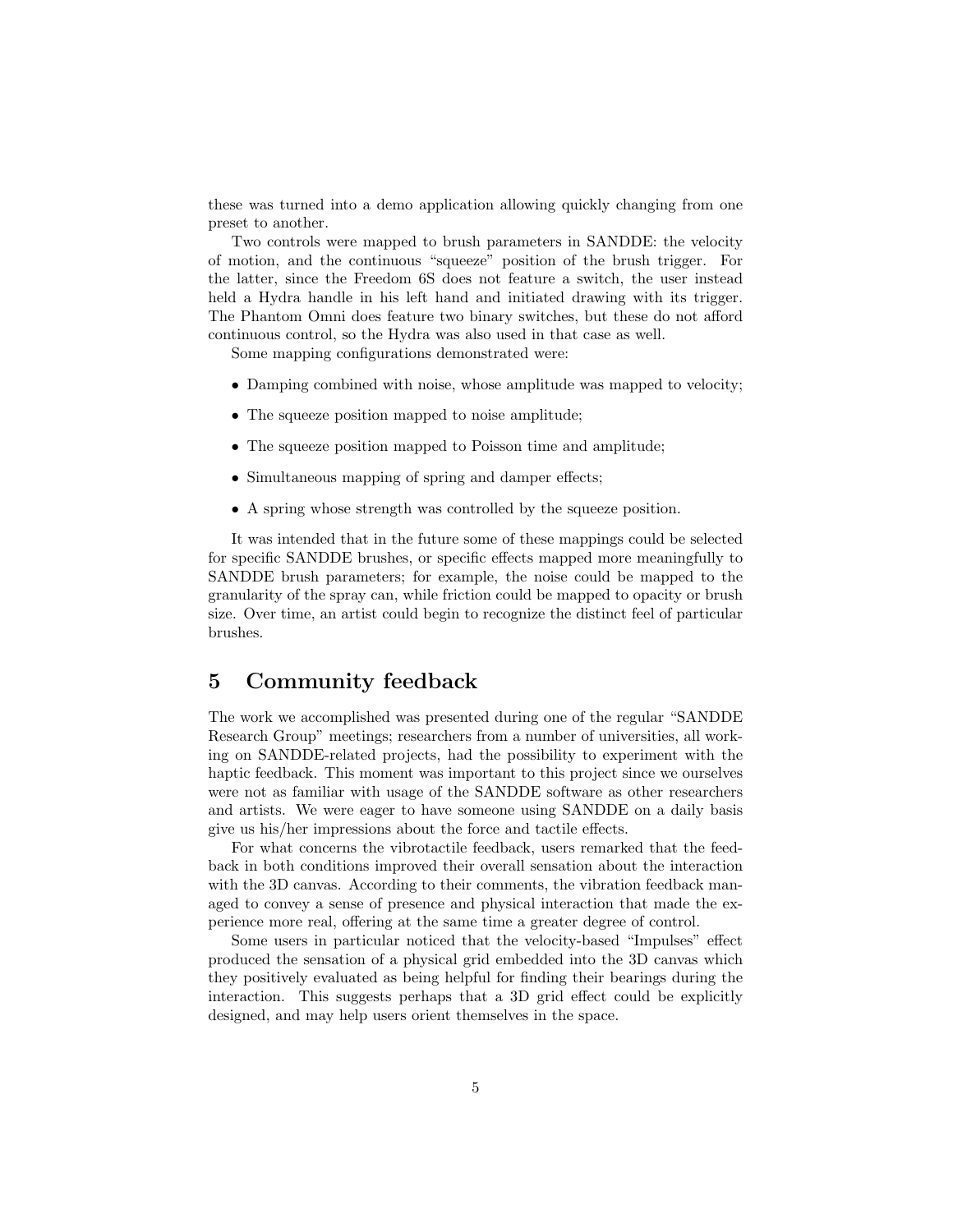these was turned into a demo application allowing quickly changing from one preset to another.

Two controls were mapped to brush parameters in SANDDE: the velocity of motion, and the continuous "squeeze" position of the brush trigger. For the latter, since the Freedom 6S does not feature a switch, the user instead held a Hydra handle in his left hand and initiated drawing with its trigger. The Phantom Omni does feature two binary switches, but these do not afford continuous control, so the Hydra was also used in that case as well.

Some mapping configurations demonstrated were:

- Damping combined with noise, whose amplitude was mapped to velocity;
- The squeeze position mapped to noise amplitude;
- The squeeze position mapped to Poisson time and amplitude;
- Simultaneous mapping of spring and damper effects;
- A spring whose strength was controlled by the squeeze position.

It was intended that in the future some of these mappings could be selected for specific SANDDE brushes, or specific effects mapped more meaningfully to SANDDE brush parameters; for example, the noise could be mapped to the granularity of the spray can, while friction could be mapped to opacity or brush size. Over time, an artist could begin to recognize the distinct feel of particular brushes.

# 5 Community feedback

The work we accomplished was presented during one of the regular "SANDDE Research Group" meetings; researchers from a number of universities, all working on SANDDE-related projects, had the possibility to experiment with the haptic feedback. This moment was important to this project since we ourselves were not as familiar with usage of the SANDDE software as other researchers and artists. We were eager to have someone using SANDDE on a daily basis give us his/her impressions about the force and tactile effects.

For what concerns the vibrotactile feedback, users remarked that the feedback in both conditions improved their overall sensation about the interaction with the 3D canvas. According to their comments, the vibration feedback managed to convey a sense of presence and physical interaction that made the experience more real, offering at the same time a greater degree of control.

Some users in particular noticed that the velocity-based "Impulses" effect produced the sensation of a physical grid embedded into the 3D canvas which they positively evaluated as being helpful for finding their bearings during the interaction. This suggests perhaps that a 3D grid effect could be explicitly designed, and may help users orient themselves in the space.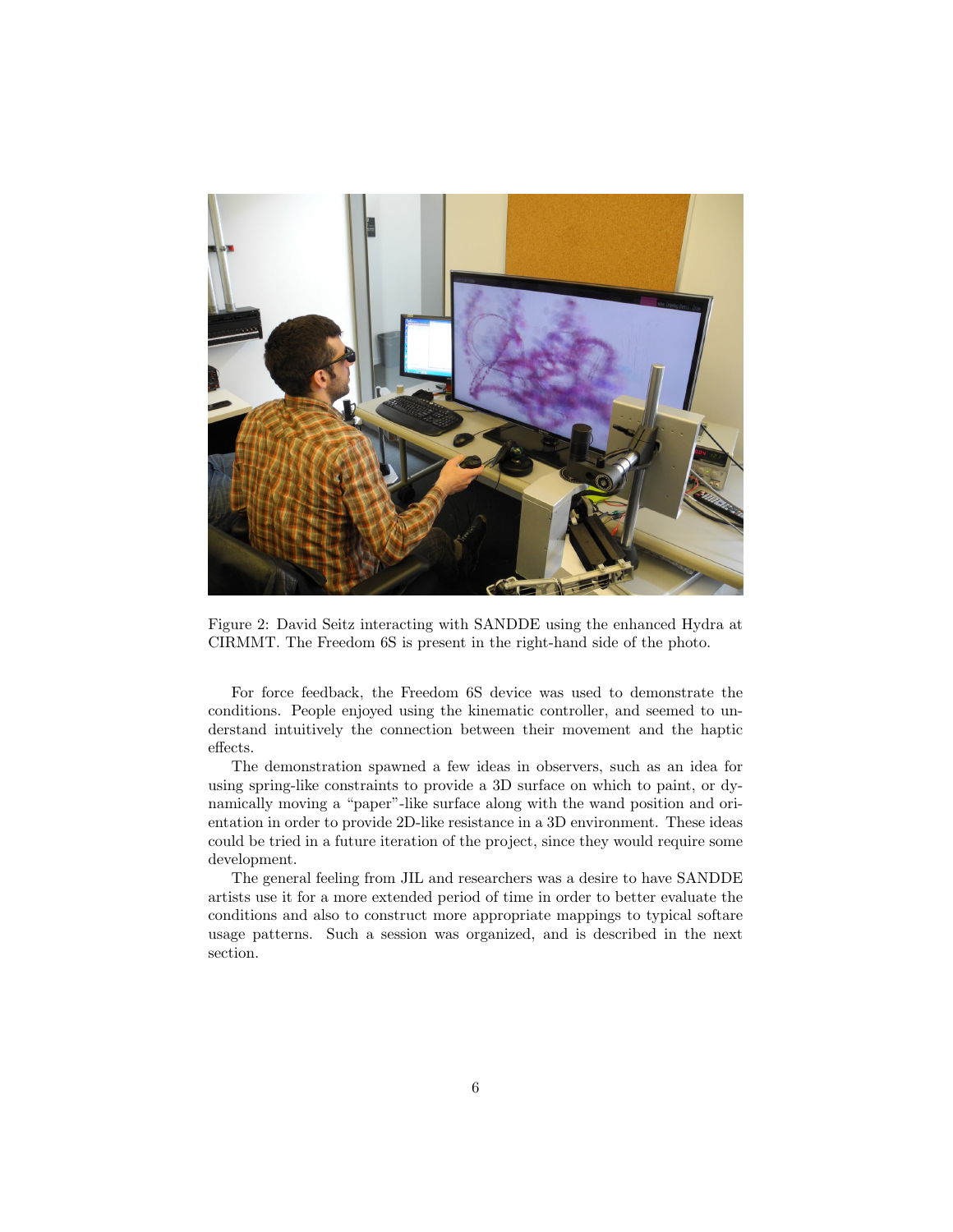Figure 2: David Seitz interacting with SANDDE using the enhanced Hydra at CIRMMT. The Freedom 6S is present in the right-hand side of the photo.

For force feedback, the Freedom 6S device was used to demonstrate the conditions. People enjoyed using the kinematic controller, and seemed to understand intuitively the connection between their movement and the haptic effects.

The demonstration spawned a few ideas in observers, such as an idea for using spring-like constraints to provide a 3D surface on which to paint, or dynamically moving a "paper"-like surface along with the wand position and orientation in order to provide 2D-like resistance in a 3D environment. These ideas could be tried in a future iteration of the project, since they would require some development.

The general feeling from JIL and researchers was a desire to have SANDDE artists use it for a more extended period of time in order to better evaluate the conditions and also to construct more appropriate mappings to typical softare usage patterns. Such a session was organized, and is described in the next section.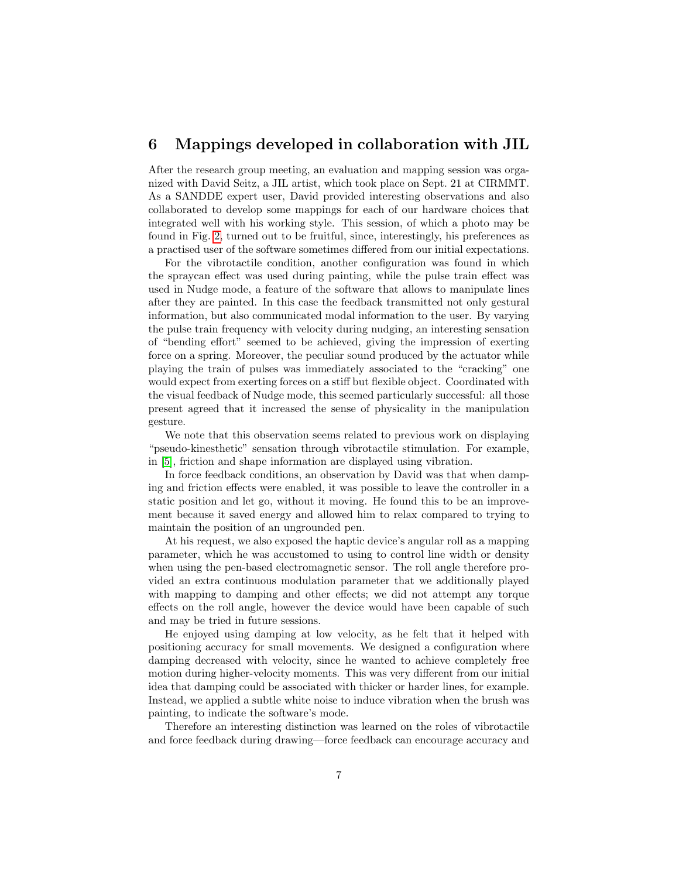## 6 Mappings developed in collaboration with JIL

After the research group meeting, an evaluation and mapping session was organized with David Seitz, a JIL artist, which took place on Sept. 21 at CIRMMT. As a SANDDE expert user, David provided interesting observations and also collaborated to develop some mappings for each of our hardware choices that integrated well with his working style. This session, of which a photo may be found in Fig. 2, turned out to be fruitful, since, interestingly, his preferences as a practised user of the software sometimes differed from our initial expectations.

For the vibrotactile condition, another configuration was found in which the spraycan effect was used during painting, while the pulse train effect was used in Nudge mode, a feature of the software that allows to manipulate lines after they are painted. In this case the feedback transmitted not only gestural information, but also communicated modal information to the user. By varying the pulse train frequency with velocity during nudging, an interesting sensation of "bending effort" seemed to be achieved, giving the impression of exerting force on a spring. Moreover, the peculiar sound produced by the actuator while playing the train of pulses was immediately associated to the "cracking" one would expect from exerting forces on a stiff but flexible object. Coordinated with the visual feedback of Nudge mode, this seemed particularly successful: all those present agreed that it increased the sense of physicality in the manipulation gesture.

We note that this observation seems related to previous work on displaying "pseudo-kinesthetic" sensation through vibrotactile stimulation. For example, in [5], friction and shape information are displayed using vibration.

In force feedback conditions, an observation by David was that when damping and friction effects were enabled, it was possible to leave the controller in a static position and let go, without it moving. He found this to be an improvement because it saved energy and allowed him to relax compared to trying to maintain the position of an ungrounded pen.

At his request, we also exposed the haptic device's angular roll as a mapping parameter, which he was accustomed to using to control line width or density when using the pen-based electromagnetic sensor. The roll angle therefore provided an extra continuous modulation parameter that we additionally played with mapping to damping and other effects; we did not attempt any torque effects on the roll angle, however the device would have been capable of such and may be tried in future sessions.

He enjoyed using damping at low velocity, as he felt that it helped with positioning accuracy for small movements. We designed a configuration where damping decreased with velocity, since he wanted to achieve completely free motion during higher-velocity moments. This was very different from our initial idea that damping could be associated with thicker or harder lines, for example. Instead, we applied a subtle white noise to induce vibration when the brush was painting, to indicate the software's mode.

Therefore an interesting distinction was learned on the roles of vibrotactile and force feedback during drawing—force feedback can encourage accuracy and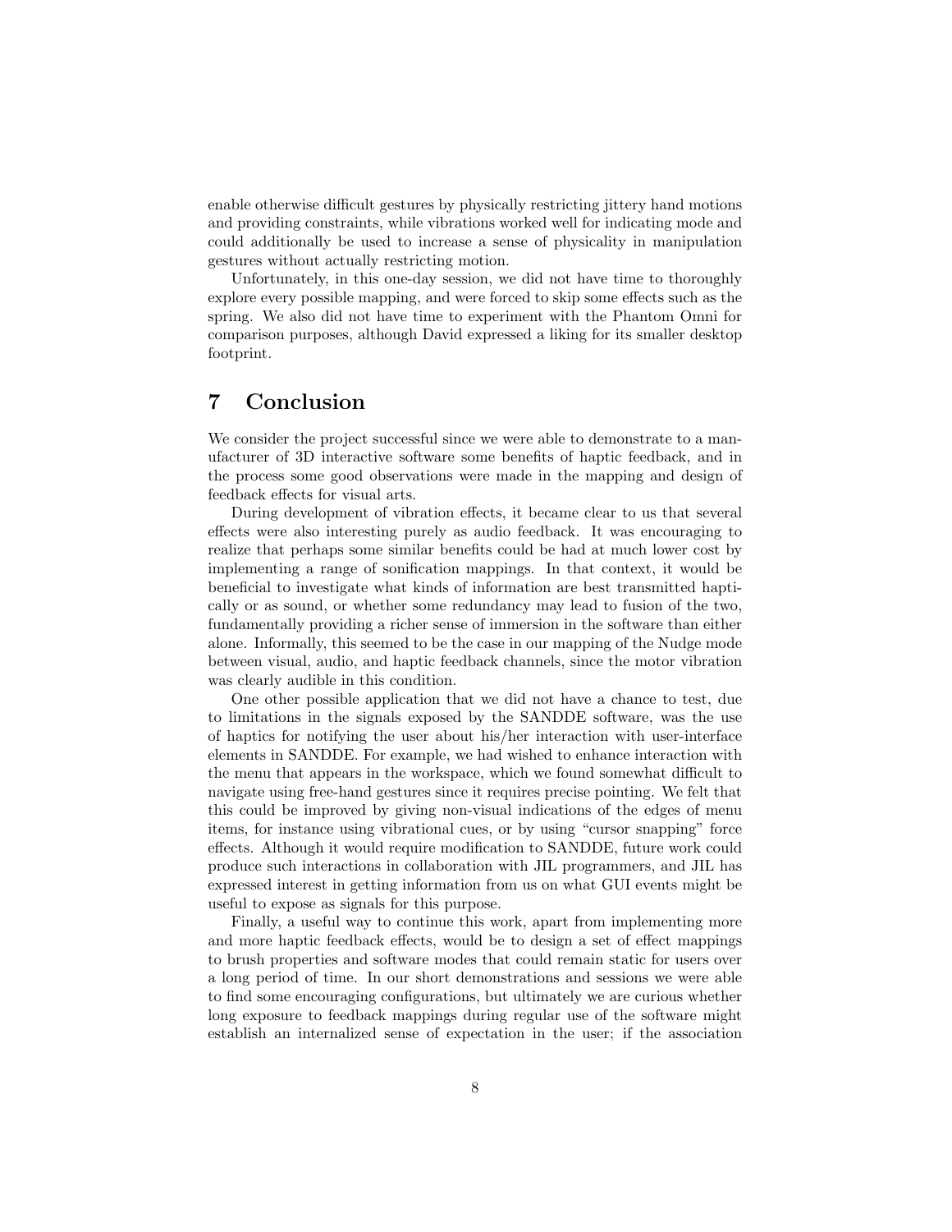enable otherwise difficult gestures by physically restricting jittery hand motions and providing constraints, while vibrations worked well for indicating mode and could additionally be used to increase a sense of physicality in manipulation gestures without actually restricting motion.

Unfortunately, in this one-day session, we did not have time to thoroughly explore every possible mapping, and were forced to skip some effects such as the spring. We also did not have time to experiment with the Phantom Omni for comparison purposes, although David expressed a liking for its smaller desktop footprint.

## 7 Conclusion

We consider the project successful since we were able to demonstrate to a manufacturer of 3D interactive software some benefits of haptic feedback, and in the process some good observations were made in the mapping and design of feedback effects for visual arts.

During development of vibration effects, it became clear to us that several effects were also interesting purely as audio feedback. It was encouraging to realize that perhaps some similar benefits could be had at much lower cost by implementing a range of sonification mappings. In that context, it would be beneficial to investigate what kinds of information are best transmitted haptically or as sound, or whether some redundancy may lead to fusion of the two, fundamentally providing a richer sense of immersion in the software than either alone. Informally, this seemed to be the case in our mapping of the Nudge mode between visual, audio, and haptic feedback channels, since the motor vibration was clearly audible in this condition.

One other possible application that we did not have a chance to test, due to limitations in the signals exposed by the SANDDE software, was the use of haptics for notifying the user about his/her interaction with user-interface elements in SANDDE. For example, we had wished to enhance interaction with the menu that appears in the workspace, which we found somewhat difficult to navigate using free-hand gestures since it requires precise pointing. We felt that this could be improved by giving non-visual indications of the edges of menu items, for instance using vibrational cues, or by using "cursor snapping" force effects. Although it would require modification to SANDDE, future work could produce such interactions in collaboration with JIL programmers, and JIL has expressed interest in getting information from us on what GUI events might be useful to expose as signals for this purpose.

Finally, a useful way to continue this work, apart from implementing more and more haptic feedback effects, would be to design a set of effect mappings to brush properties and software modes that could remain static for users over a long period of time. In our short demonstrations and sessions we were able to find some encouraging configurations, but ultimately we are curious whether long exposure to feedback mappings during regular use of the software might establish an internalized sense of expectation in the user; if the association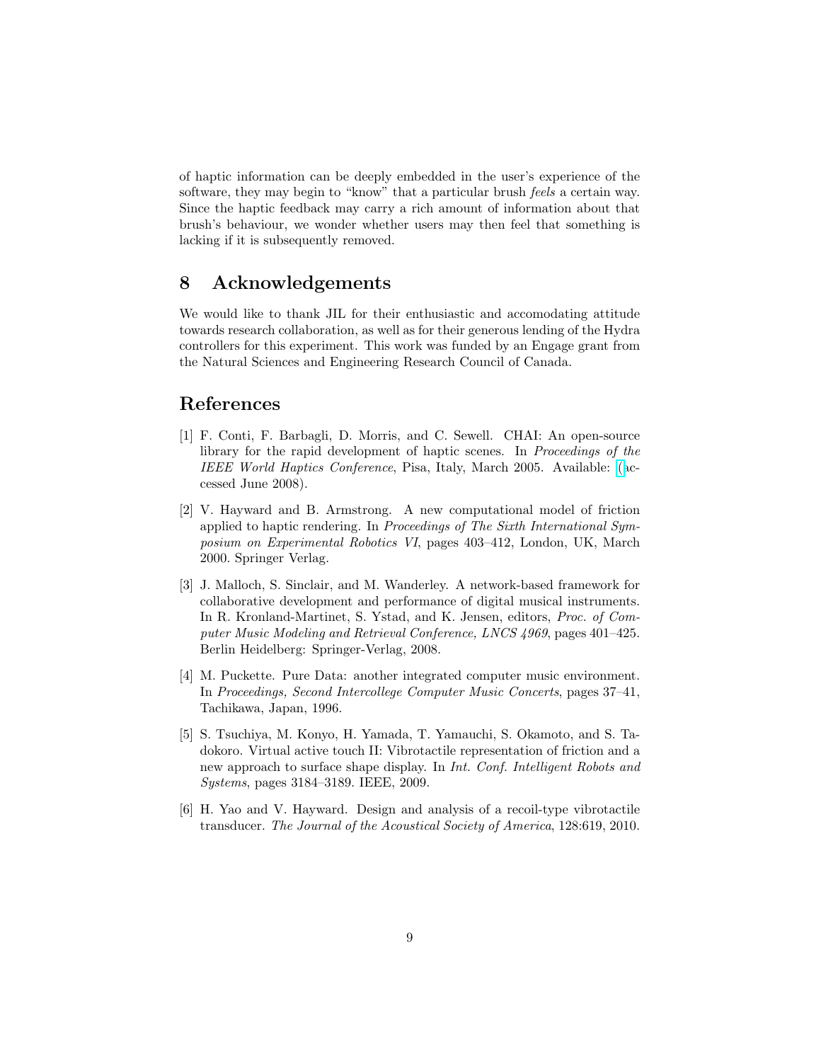of haptic information can be deeply embedded in the user's experience of the software, they may begin to "know" that a particular brush *feels* a certain way. Since the haptic feedback may carry a rich amount of information about that brush's behaviour, we wonder whether users may then feel that something is lacking if it is subsequently removed.

## 8 Acknowledgements

We would like to thank JIL for their enthusiastic and accomodating attitude towards research collaboration, as well as for their generous lending of the Hydra controllers for this experiment. This work was funded by an Engage grant from the Natural Sciences and Engineering Research Council of Canada.

## References

[1] F. Conti, F. Barbagli, D. Morris, and C. Sewell. CHAI: An open-source library for the rapid development of haptic scenes. In *Proceedings of the IEEE World Haptics Conference*, Pisa, Italy, March 2005. Available: (accessed June 2008).

[2] V. Hayward and B. Armstrong. A new computational model of friction applied to haptic rendering. In *Proceedings of The Sixth International Symposium on Experimental Robotics VI*, pages 403–412, London, UK, March 2000. Springer Verlag.

[3] J. Malloch, S. Sinclair, and M. Wanderley. A network-based framework for collaborative development and performance of digital musical instruments. In R. Kronland-Martinet, S. Ystad, and K. Jensen, editors, *Proc. of Computer Music Modeling and Retrieval Conference, LNCS 4969*, pages 401–425. Berlin Heidelberg: Springer-Verlag, 2008.

[4] M. Puckette. Pure Data: another integrated computer music environment. In *Proceedings, Second Intercollege Computer Music Concerts*, pages 37–41, Tachikawa, Japan, 1996.

[5] S. Tsuchiya, M. Konyo, H. Yamada, T. Yamauchi, S. Okamoto, and S. Tadokoro. Virtual active touch II: Vibrotactile representation of friction and a new approach to surface shape display. In *Int. Conf. Intelligent Robots and Systems*, pages 3184–3189. IEEE, 2009.

[6] H. Yao and V. Hayward. Design and analysis of a recoil-type vibrotactile transducer. *The Journal of the Acoustical Society of America*, 128:619, 2010.